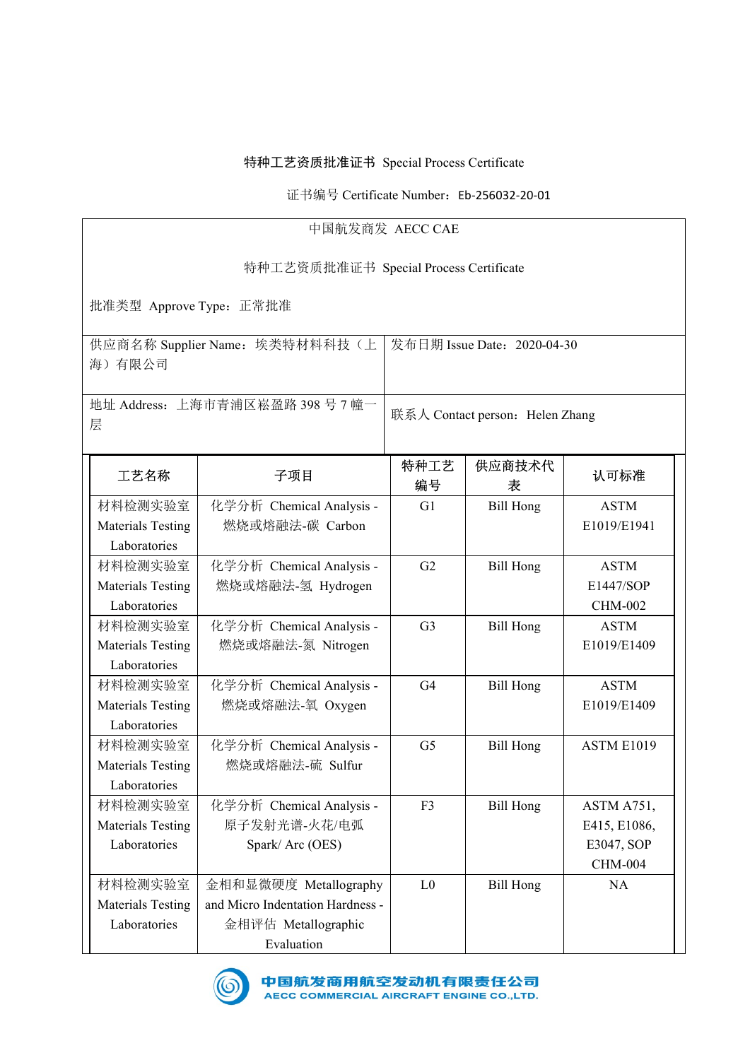# 特种工艺资质批准证书 Special Process Certificate

证书编号 Certificate Number：Eb-256032-20-01

中国航发商发 AECC CAE

特种工艺资质批准证书 Special Process Certificate

批准类型 Approve Type：正常批准

| 供应商名称 Supplier Name：埃类特材料科技（上海）有限公司 | 发布日期 Issue Date：2020-04-30 |
| --- | --- |
| 地址 Address：上海市青浦区崧盈路 398 号 7 幢一层 | 联系人 Contact person：Helen Zhang |

| 工艺名称 | 子项目 | 特种工艺编号 | 供应商技术代表 | 认可标准 |
| --- | --- | --- | --- | --- |
| 材料检测实验室 Materials Testing Laboratories | 化学分析 Chemical Analysis - 燃烧或熔融法-碳 Carbon | G1 | Bill Hong | ASTM E1019/E1941 |
| 材料检测实验室 Materials Testing Laboratories | 化学分析 Chemical Analysis - 燃烧或熔融法-氢 Hydrogen | G2 | Bill Hong | ASTM E1447/SOP CHM-002 |
| 材料检测实验室 Materials Testing Laboratories | 化学分析 Chemical Analysis - 燃烧或熔融法-氮 Nitrogen | G3 | Bill Hong | ASTM E1019/E1409 |
| 材料检测实验室 Materials Testing Laboratories | 化学分析 Chemical Analysis - 燃烧或熔融法-氧 Oxygen | G4 | Bill Hong | ASTM E1019/E1409 |
| 材料检测实验室 Materials Testing Laboratories | 化学分析 Chemical Analysis - 燃烧或熔融法-硫 Sulfur | G5 | Bill Hong | ASTM E1019 |
| 材料检测实验室 Materials Testing Laboratories | 化学分析 Chemical Analysis - 原子发射光谱-火花/电弧 Spark/ Arc (OES) | F3 | Bill Hong | ASTM A751, E415, E1086, E3047, SOP CHM-004 |
| 材料检测实验室 Materials Testing Laboratories | 金相和显微硬度 Metallography and Micro Indentation Hardness - 金相评估 Metallographic Evaluation | L0 | Bill Hong | NA |

中国航发商用航空发动机有限责任公司
AECC COMMERCIAL AIRCRAFT ENGINE CO.,LTD.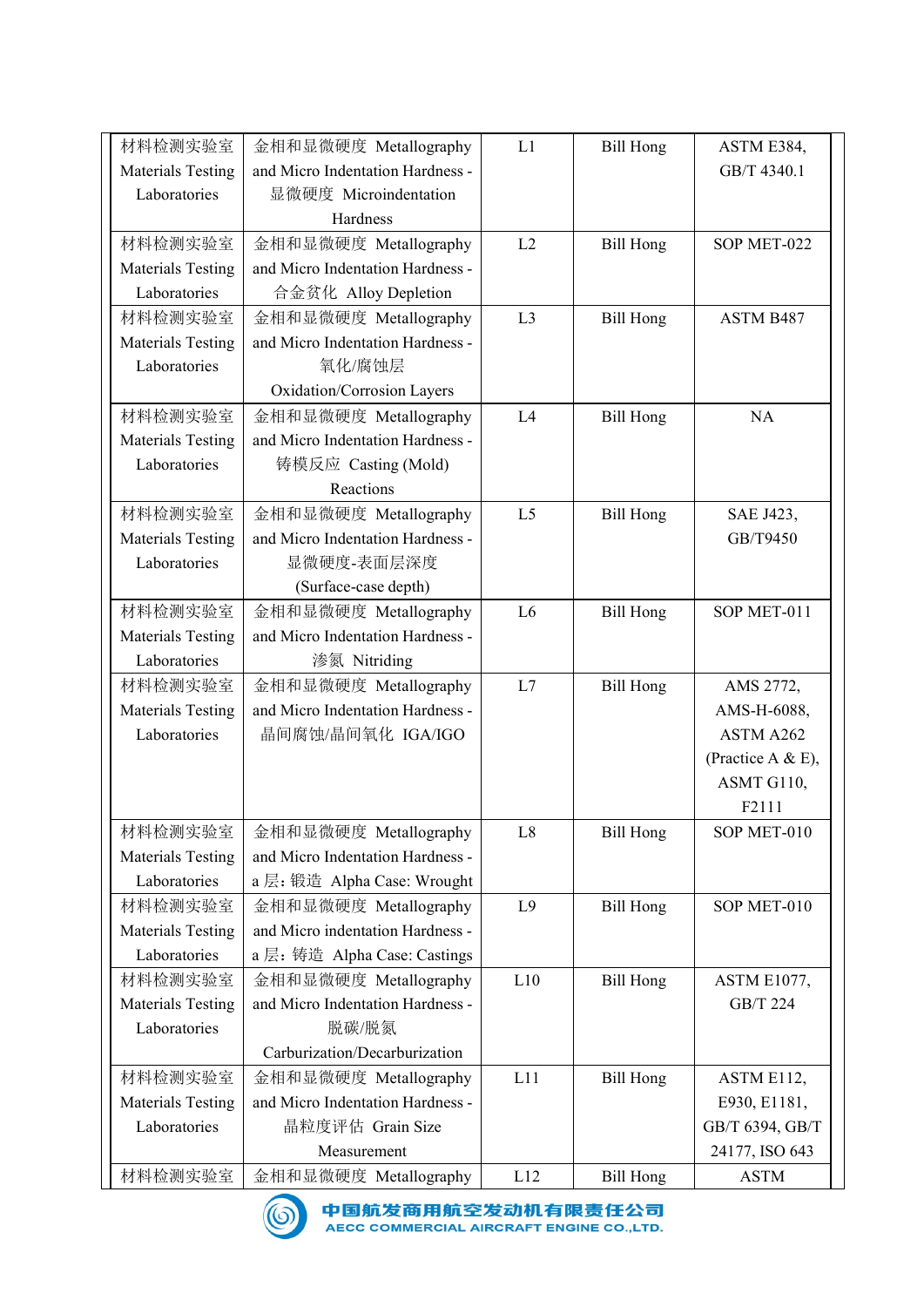| 材料检测实验室 Materials Testing Laboratories | 金相和显微硬度 Metallography and Micro Indentation Hardness - 显微硬度 Microindentation Hardness | L1 | Bill Hong | ASTM E384, GB/T 4340.1 |
|---|---|---|---|---|
| 材料检测实验室 Materials Testing Laboratories | 金相和显微硬度 Metallography and Micro Indentation Hardness - 合金贫化 Alloy Depletion | L2 | Bill Hong | SOP MET-022 |
| 材料检测实验室 Materials Testing Laboratories | 金相和显微硬度 Metallography and Micro Indentation Hardness - 氧化/腐蚀层 Oxidation/Corrosion Layers | L3 | Bill Hong | ASTM B487 |
| 材料检测实验室 Materials Testing Laboratories | 金相和显微硬度 Metallography and Micro Indentation Hardness - 铸模反应 Casting (Mold) Reactions | L4 | Bill Hong | NA |
| 材料检测实验室 Materials Testing Laboratories | 金相和显微硬度 Metallography and Micro Indentation Hardness - 显微硬度-表面层深度 (Surface-case depth) | L5 | Bill Hong | SAE J423, GB/T9450 |
| 材料检测实验室 Materials Testing Laboratories | 金相和显微硬度 Metallography and Micro Indentation Hardness - 渗氮 Nitriding | L6 | Bill Hong | SOP MET-011 |
| 材料检测实验室 Materials Testing Laboratories | 金相和显微硬度 Metallography and Micro Indentation Hardness - 晶间腐蚀/晶间氧化 IGA/IGO | L7 | Bill Hong | AMS 2772, AMS-H-6088, ASTM A262 (Practice A & E), ASMT G110, F2111 |
| 材料检测实验室 Materials Testing Laboratories | 金相和显微硬度 Metallography and Micro Indentation Hardness - a 层：锻造 Alpha Case: Wrought | L8 | Bill Hong | SOP MET-010 |
| 材料检测实验室 Materials Testing Laboratories | 金相和显微硬度 Metallography and Micro indentation Hardness - a 层：铸造 Alpha Case: Castings | L9 | Bill Hong | SOP MET-010 |
| 材料检测实验室 Materials Testing Laboratories | 金相和显微硬度 Metallography and Micro Indentation Hardness - 脱碳/脱氮 Carburization/Decarburization | L10 | Bill Hong | ASTM E1077, GB/T 224 |
| 材料检测实验室 Materials Testing Laboratories | 金相和显微硬度 Metallography and Micro Indentation Hardness - 晶粒度评估 Grain Size Measurement | L11 | Bill Hong | ASTM E112, E930, E1181, GB/T 6394, GB/T 24177, ISO 643 |
| 材料检测实验室 | 金相和显微硬度 Metallography | L12 | Bill Hong | ASTM |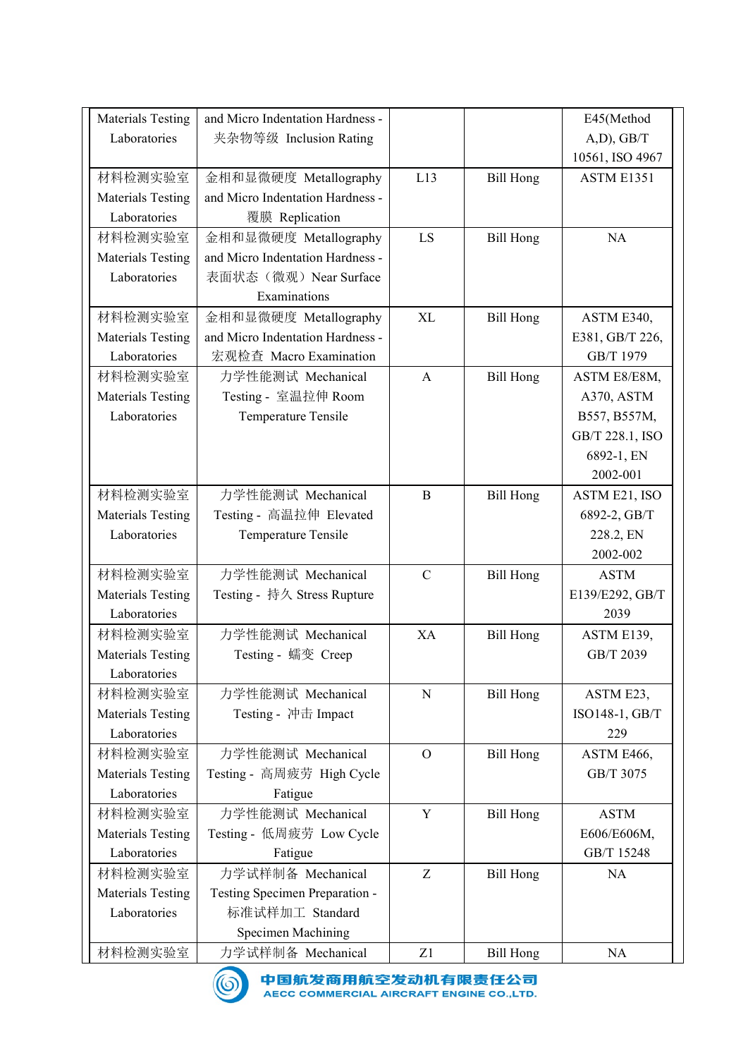| | | | | |
|---|---|---|---|---|
| Materials Testing Laboratories | and Micro Indentation Hardness - 夹杂物等级 Inclusion Rating | | | E45(Method A,D), GB/T 10561, ISO 4967 |
| 材料检测实验室 Materials Testing Laboratories | 金相和显微硬度 Metallography and Micro Indentation Hardness - 覆膜 Replication | L13 | Bill Hong | ASTM E1351 |
| 材料检测实验室 Materials Testing Laboratories | 金相和显微硬度 Metallography and Micro Indentation Hardness - 表面状态（微观）Near Surface Examinations | LS | Bill Hong | NA |
| 材料检测实验室 Materials Testing Laboratories | 金相和显微硬度 Metallography and Micro Indentation Hardness - 宏观检查 Macro Examination | XL | Bill Hong | ASTM E340, E381, GB/T 226, GB/T 1979 |
| 材料检测实验室 Materials Testing Laboratories | 力学性能测试 Mechanical Testing - 室温拉伸 Room Temperature Tensile | A | Bill Hong | ASTM E8/E8M, A370, ASTM B557, B557M, GB/T 228.1, ISO 6892-1, EN 2002-001 |
| 材料检测实验室 Materials Testing Laboratories | 力学性能测试 Mechanical Testing - 高温拉伸 Elevated Temperature Tensile | B | Bill Hong | ASTM E21, ISO 6892-2, GB/T 228.2, EN 2002-002 |
| 材料检测实验室 Materials Testing Laboratories | 力学性能测试 Mechanical Testing - 持久 Stress Rupture | C | Bill Hong | ASTM E139/E292, GB/T 2039 |
| 材料检测实验室 Materials Testing Laboratories | 力学性能测试 Mechanical Testing - 蠕变 Creep | XA | Bill Hong | ASTM E139, GB/T 2039 |
| 材料检测实验室 Materials Testing Laboratories | 力学性能测试 Mechanical Testing - 冲击 Impact | N | Bill Hong | ASTM E23, ISO148-1, GB/T 229 |
| 材料检测实验室 Materials Testing Laboratories | 力学性能测试 Mechanical Testing - 高周疲劳 High Cycle Fatigue | O | Bill Hong | ASTM E466, GB/T 3075 |
| 材料检测实验室 Materials Testing Laboratories | 力学性能测试 Mechanical Testing - 低周疲劳 Low Cycle Fatigue | Y | Bill Hong | ASTM E606/E606M, GB/T 15248 |
| 材料检测实验室 Materials Testing Laboratories | 力学试样制备 Mechanical Testing Specimen Preparation - 标准试样加工 Standard Specimen Machining | Z | Bill Hong | NA |
| 材料检测实验室 | 力学试样制备 Mechanical | Z1 | Bill Hong | NA |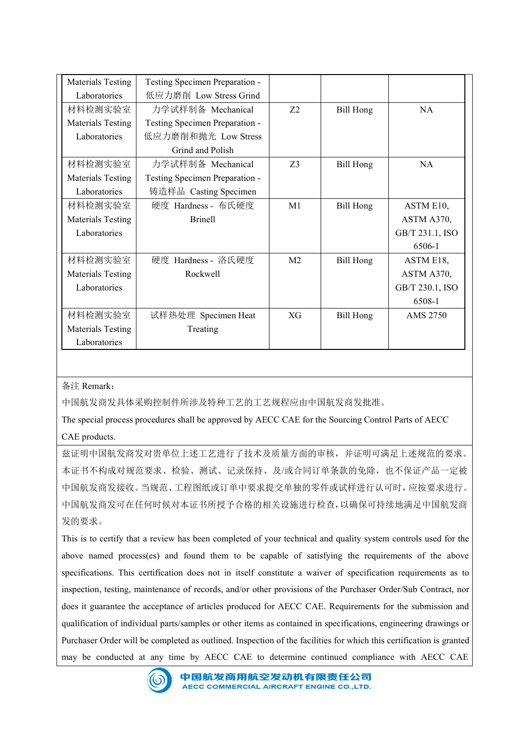| | | | | |
|---|---|---|---|---|
| Materials Testing Laboratories | Testing Specimen Preparation - 低应力磨削 Low Stress Grind | | | |
| 材料检测实验室 Materials Testing Laboratories | 力学试样制备 Mechanical Testing Specimen Preparation - 低应力磨削和抛光 Low Stress Grind and Polish | Z2 | Bill Hong | NA |
| 材料检测实验室 Materials Testing Laboratories | 力学试样制备 Mechanical Testing Specimen Preparation - 铸造样品 Casting Specimen | Z3 | Bill Hong | NA |
| 材料检测实验室 Materials Testing Laboratories | 硬度 Hardness - 布氏硬度 Brinell | M1 | Bill Hong | ASTM E10, ASTM A370, GB/T 231.1, ISO 6506-1 |
| 材料检测实验室 Materials Testing Laboratories | 硬度 Hardness - 洛氏硬度 Rockwell | M2 | Bill Hong | ASTM E18, ASTM A370, GB/T 230.1, ISO 6508-1 |
| 材料检测实验室 Materials Testing Laboratories | 试样热处理 Specimen Heat Treating | XG | Bill Hong | AMS 2750 |

备注 Remark：

中国航发商发具体采购控制件所涉及特种工艺的工艺规程应由中国航发商发批准。

The special process procedures shall be approved by AECC CAE for the Sourcing Control Parts of AECC CAE products.

兹证明中国航发商发对贵单位上述工艺进行了技术及质量方面的审核，并证明可满足上述规范的要求。本证书不构成对规范要求、检验、测试、记录保持、及/或合同订单条款的免除，也不保证产品一定被中国航发商发接收。当规范、工程图纸或订单中要求提交单独的零件或试样进行认可时，应按要求进行。中国航发商发可在任何时候对本证书所授予合格的相关设施进行检查，以确保可持续地满足中国航发商发的要求。

This is to certify that a review has been completed of your technical and quality system controls used for the above named process(es) and found them to be capable of satisfying the requirements of the above specifications. This certification does not in itself constitute a waiver of specification requirements as to inspection, testing, maintenance of records, and/or other provisions of the Purchaser Order/Sub Contract, nor does it guarantee the acceptance of articles produced for AECC CAE. Requirements for the submission and qualification of individual parts/samples or other items as contained in specifications, engineering drawings or Purchaser Order will be completed as outlined. Inspection of the facilities for which this certification is granted may be conducted at any time by AECC CAE to determine continued compliance with AECC CAE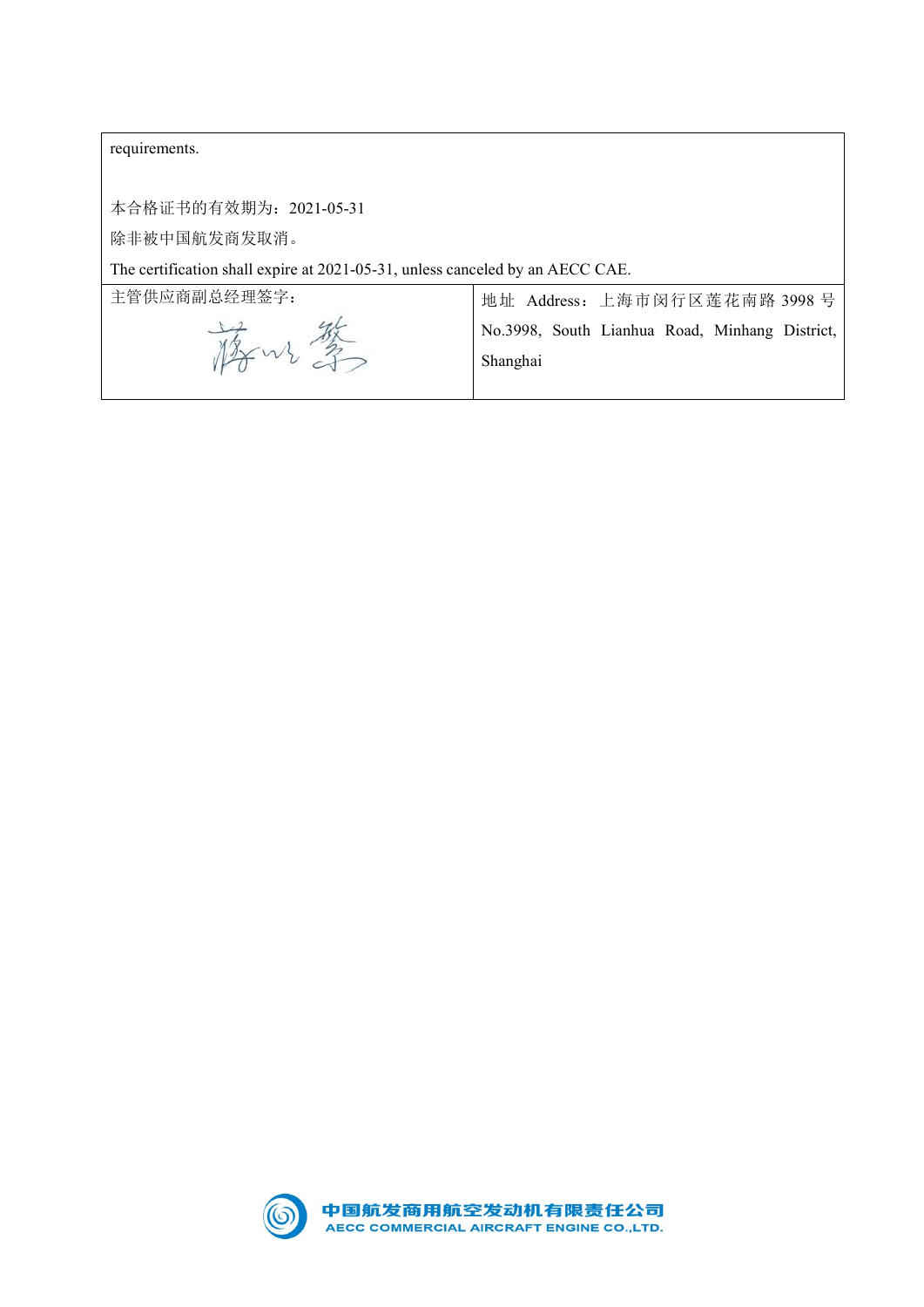| | |
|---|---|
| requirements.<br><br>本合格证书的有效期为：2021-05-31<br>除非被中国航发商发取消。<br>The certification shall expire at 2021-05-31, unless canceled by an AECC CAE. | |
| 主管供应商副总经理签字： | 地址 Address：上海市闵行区莲花南路 3998 号 No.3998, South Lianhua Road, Minhang District, Shanghai |

中国航发商用航空发动机有限责任公司
AECC COMMERCIAL AIRCRAFT ENGINE CO.,LTD.